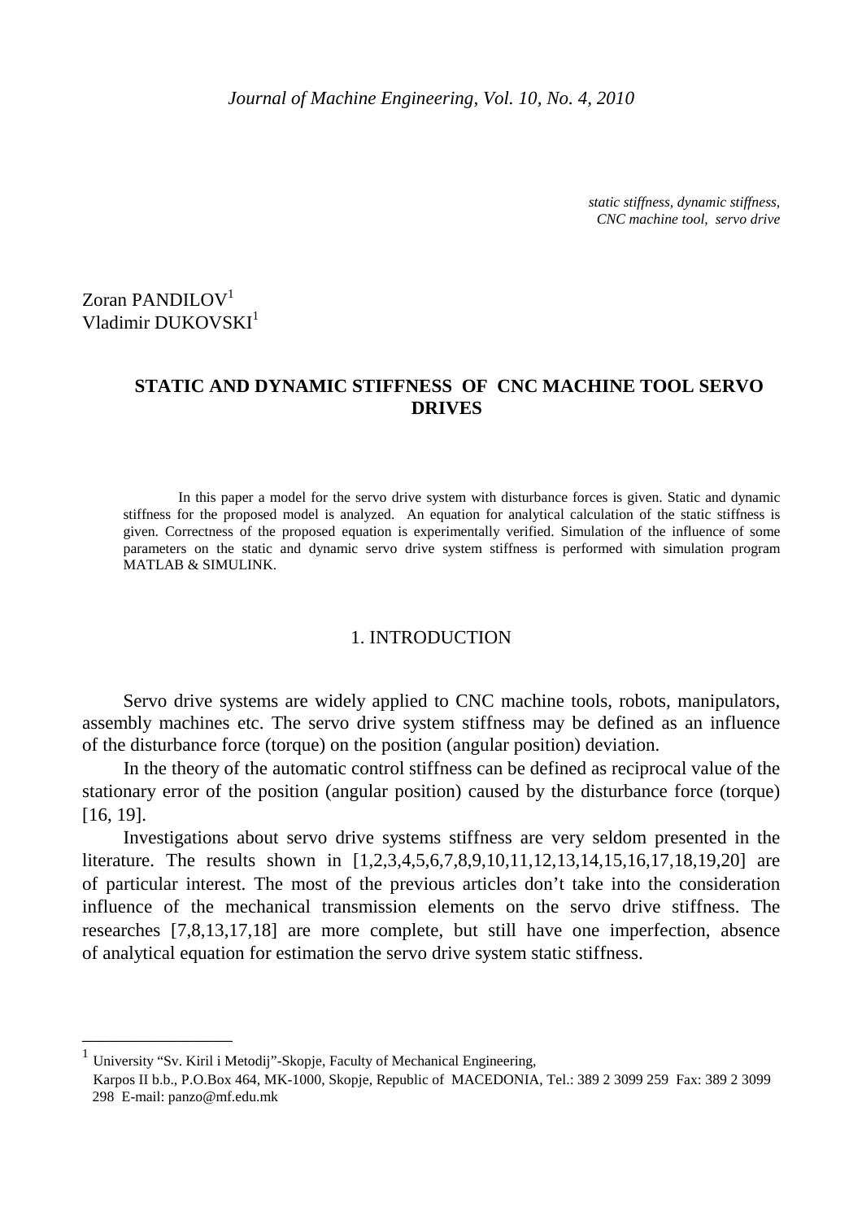*static stiffness, dynamic stiffness, CNC machine tool, servo drive*

Zoran PANDILOV[1]
Vladimir DUKOVSKI[1]

# STATIC AND DYNAMIC STIFFNESS OF CNC MACHINE TOOL SERVO DRIVES

In this paper a model for the servo drive system with disturbance forces is given. Static and dynamic stiffness for the proposed model is analyzed. An equation for analytical calculation of the static stiffness is given. Correctness of the proposed equation is experimentally verified. Simulation of the influence of some parameters on the static and dynamic servo drive system stiffness is performed with simulation program MATLAB & SIMULINK.

## 1. INTRODUCTION

Servo drive systems are widely applied to CNC machine tools, robots, manipulators, assembly machines etc. The servo drive system stiffness may be defined as an influence of the disturbance force (torque) on the position (angular position) deviation.

In the theory of the automatic control stiffness can be defined as reciprocal value of the stationary error of the position (angular position) caused by the disturbance force (torque) [16, 19].

Investigations about servo drive systems stiffness are very seldom presented in the literature. The results shown in [1,2,3,4,5,6,7,8,9,10,11,12,13,14,15,16,17,18,19,20] are of particular interest. The most of the previous articles don't take into the consideration influence of the mechanical transmission elements on the servo drive stiffness. The researches [7,8,13,17,18] are more complete, but still have one imperfection, absence of analytical equation for estimation the servo drive system static stiffness.

[1] University "Sv. Kiril i Metodij"-Skopje, Faculty of Mechanical Engineering, Karpos II b.b., P.O.Box 464, MK-1000, Skopje, Republic of MACEDONIA, Tel.: 389 2 3099 259 Fax: 389 2 3099 298 E-mail: panzo@mf.edu.mk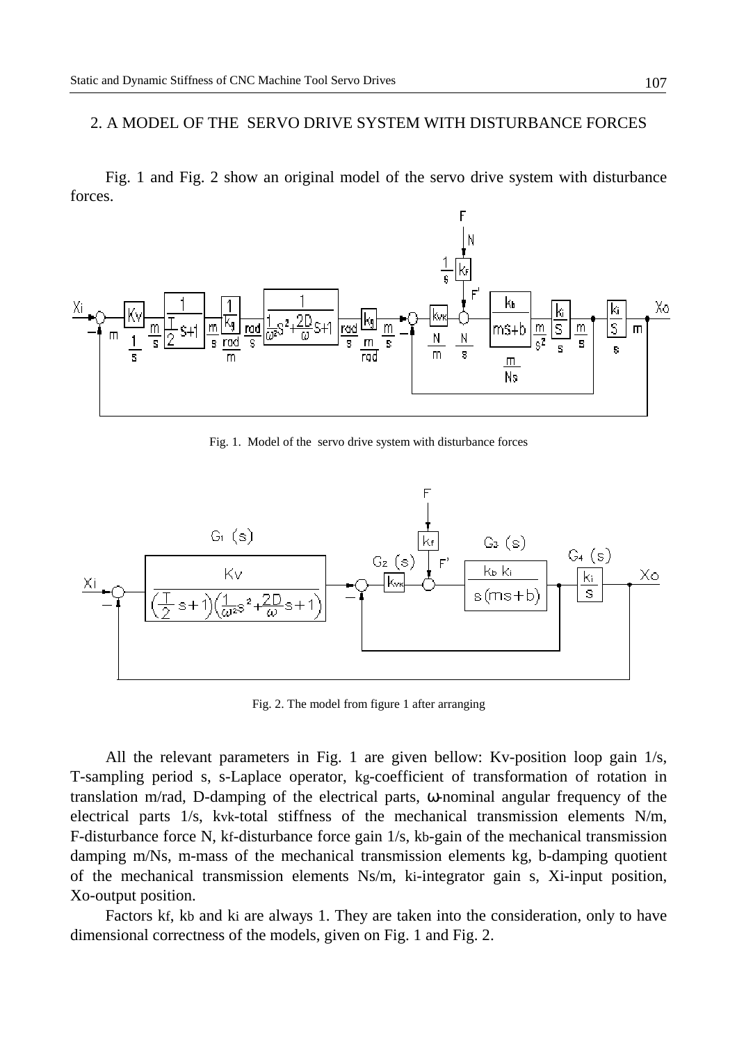## 2. A MODEL OF THE SERVO DRIVE SYSTEM WITH DISTURBANCE FORCES

Fig. 1 and Fig. 2 show an original model of the servo drive system with disturbance forces.

Fig. 1. Model of the servo drive system with disturbance forces

Fig. 2. The model from figure 1 after arranging

All the relevant parameters in Fig. 1 are given bellow: Kv-position loop gain 1/s, T-sampling period s, s-Laplace operator, $k_g$-coefficient of transformation of rotation in translation m/rad, D-damping of the electrical parts, $\omega$-nominal angular frequency of the electrical parts 1/s, $k_{vk}$-total stiffness of the mechanical transmission elements N/m, F-disturbance force N, $k_f$-disturbance force gain 1/s, $k_b$-gain of the mechanical transmission damping m/Ns, m-mass of the mechanical transmission elements kg, b-damping quotient of the mechanical transmission elements Ns/m, $k_i$-integrator gain s, Xi-input position, Xo-output position.

Factors $k_f$, $k_b$ and $k_i$ are always 1. They are taken into the consideration, only to have dimensional correctness of the models, given on Fig. 1 and Fig. 2.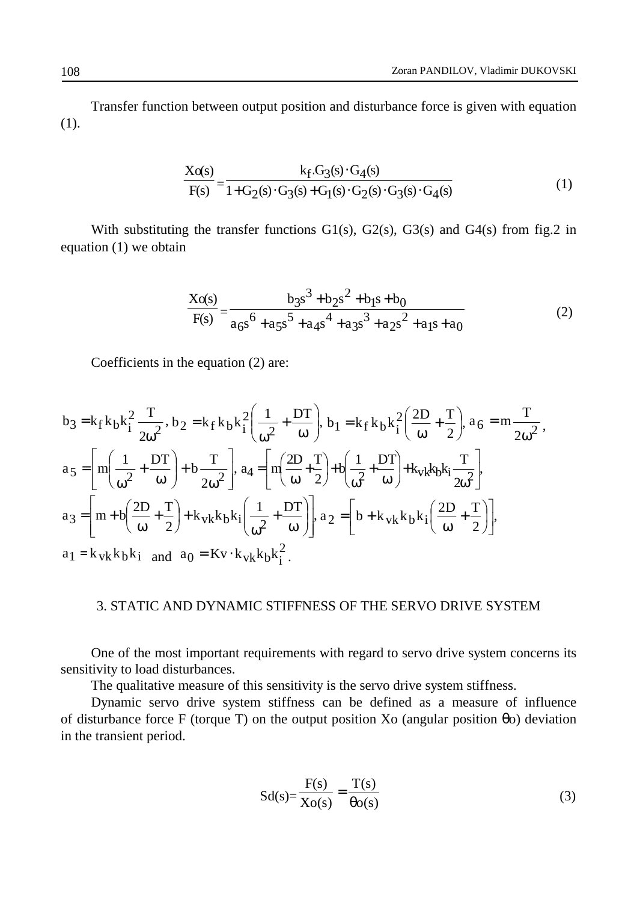Transfer function between output position and disturbance force is given with equation (1).

$$\frac{Xo(s)}{F(s)} = \frac{k_f.G_3(s) \cdot G_4(s)}{1 + G_2(s) \cdot G_3(s) + G_1(s) \cdot G_2(s) \cdot G_3(s) \cdot G_4(s)} \tag{1}$$

With substituting the transfer functions G1(s), G2(s), G3(s) and G4(s) from fig.2 in equation (1) we obtain

$$\frac{Xo(s)}{F(s)} = \frac{b_3 s^3 + b_2 s^2 + b_1 s + b_0}{a_6 s^6 + a_5 s^5 + a_4 s^4 + a_3 s^3 + a_2 s^2 + a_1 s + a_0} \tag{2}$$

Coefficients in the equation (2) are:

$$b_3 = k_f k_b k_i^2 \frac{T}{2\omega^2},\ b_2 = k_f k_b k_i^2 \left( \frac{1}{\omega^2} + \frac{DT}{\omega} \right),\ b_1 = k_f k_b k_i^2 \left( \frac{2D}{\omega} + \frac{T}{2} \right),\ a_6 = m \frac{T}{2\omega^2},$$

$$a_5 = \left[ m \left( \frac{1}{\omega^2} + \frac{DT}{\omega} \right) + b \frac{T}{2\omega^2} \right],\ a_4 = \left[ m \left( \frac{2D}{\omega} + \frac{T}{2} \right) + b \left( \frac{1}{\omega^2} + \frac{DT}{\omega} \right) + k_{vk} k_b k_i \frac{T}{2\omega^2} \right],$$

$$a_3 = \left[ m + b \left( \frac{2D}{\omega} + \frac{T}{2} \right) + k_{vk} k_b k_i \left( \frac{1}{\omega^2} + \frac{DT}{\omega} \right) \right],\ a_2 = \left[ b + k_{vk} k_b k_i \left( \frac{2D}{\omega} + \frac{T}{2} \right) \right],$$

$a_1 = k_{vk} k_b k_i$ and $a_0 = Kv \cdot k_{vk} k_b k_i^2$.

## 3. STATIC AND DYNAMIC STIFFNESS OF THE SERVO DRIVE SYSTEM

One of the most important requirements with regard to servo drive system concerns its sensitivity to load disturbances.

The qualitative measure of this sensitivity is the servo drive system stiffness.

Dynamic servo drive system stiffness can be defined as a measure of influence of disturbance force F (torque T) on the output position Xo (angular position $\theta$o) deviation in the transient period.

$$Sd(s) = \frac{F(s)}{Xo(s)} = \frac{T(s)}{\theta o(s)} \tag{3}$$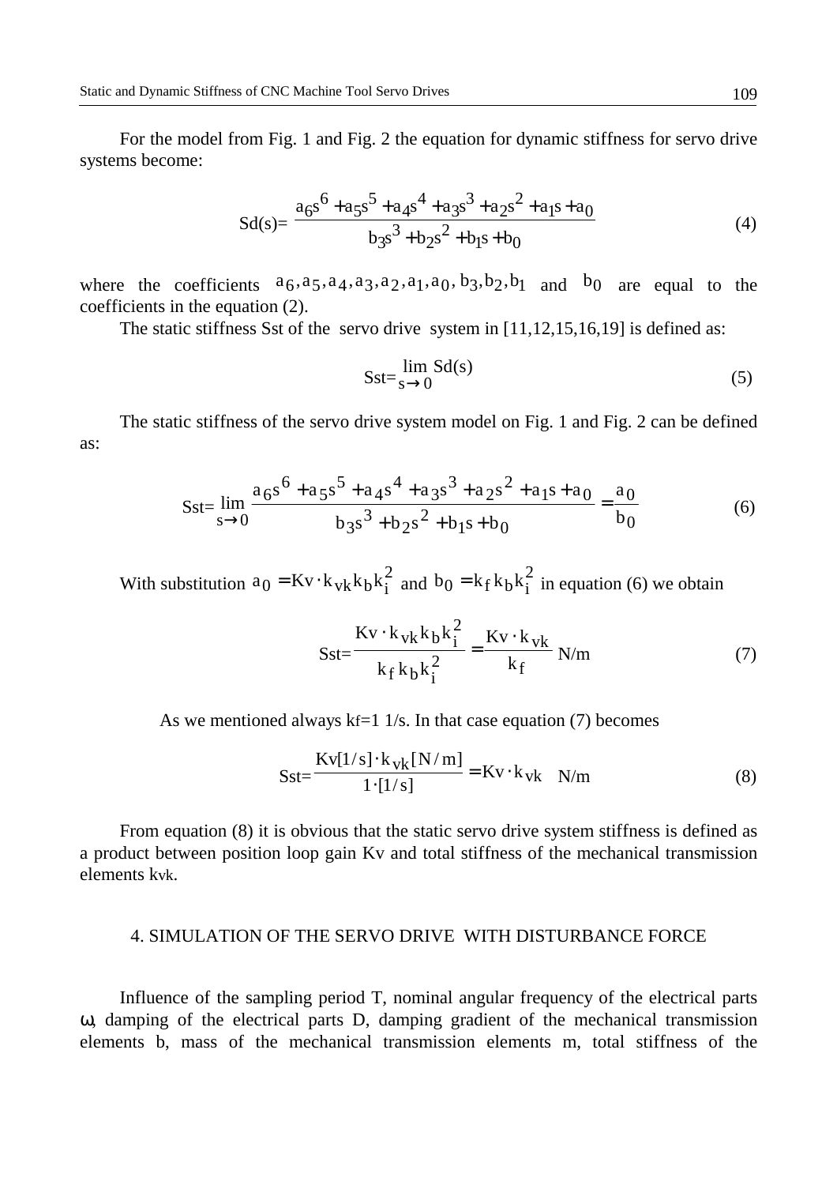For the model from Fig. 1 and Fig. 2 the equation for dynamic stiffness for servo drive systems become:

$$Sd(s)= \frac{a_6 s^6 + a_5 s^5 + a_4 s^4 + a_3 s^3 + a_2 s^2 + a_1 s + a_0}{b_3 s^3 + b_2 s^2 + b_1 s + b_0} \tag{4}$$

where the coefficients $a_6, a_5, a_4, a_3, a_2, a_1, a_0, b_3, b_2, b_1$ and $b_0$ are equal to the coefficients in the equation (2).

The static stiffness Sst of the servo drive system in [11,12,15,16,19] is defined as:

$$Sst= \lim_{s \to 0} Sd(s) \tag{5}$$

The static stiffness of the servo drive system model on Fig. 1 and Fig. 2 can be defined as:

$$Sst= \lim_{s \to 0} \frac{a_6 s^6 + a_5 s^5 + a_4 s^4 + a_3 s^3 + a_2 s^2 + a_1 s + a_0}{b_3 s^3 + b_2 s^2 + b_1 s + b_0} = \frac{a_0}{b_0} \tag{6}$$

With substitution $a_0 = Kv \cdot k_{vk} k_b k_i^2$ and $b_0 = k_f k_b k_i^2$ in equation (6) we obtain

$$Sst= \frac{Kv \cdot k_{vk} k_b k_i^2}{k_f k_b k_i^2} = \frac{Kv \cdot k_{vk}}{k_f} \text{ N/m} \tag{7}$$

As we mentioned always kf=1 1/s. In that case equation (7) becomes

$$Sst= \frac{Kv[1/s] \cdot k_{vk}[N/m]}{1 \cdot [1/s]} = Kv \cdot k_{vk} \quad \text{N/m} \tag{8}$$

From equation (8) it is obvious that the static servo drive system stiffness is defined as a product between position loop gain Kv and total stiffness of the mechanical transmission elements kvk.

## 4. SIMULATION OF THE SERVO DRIVE WITH DISTURBANCE FORCE

Influence of the sampling period T, nominal angular frequency of the electrical parts ω, damping of the electrical parts D, damping gradient of the mechanical transmission elements b, mass of the mechanical transmission elements m, total stiffness of the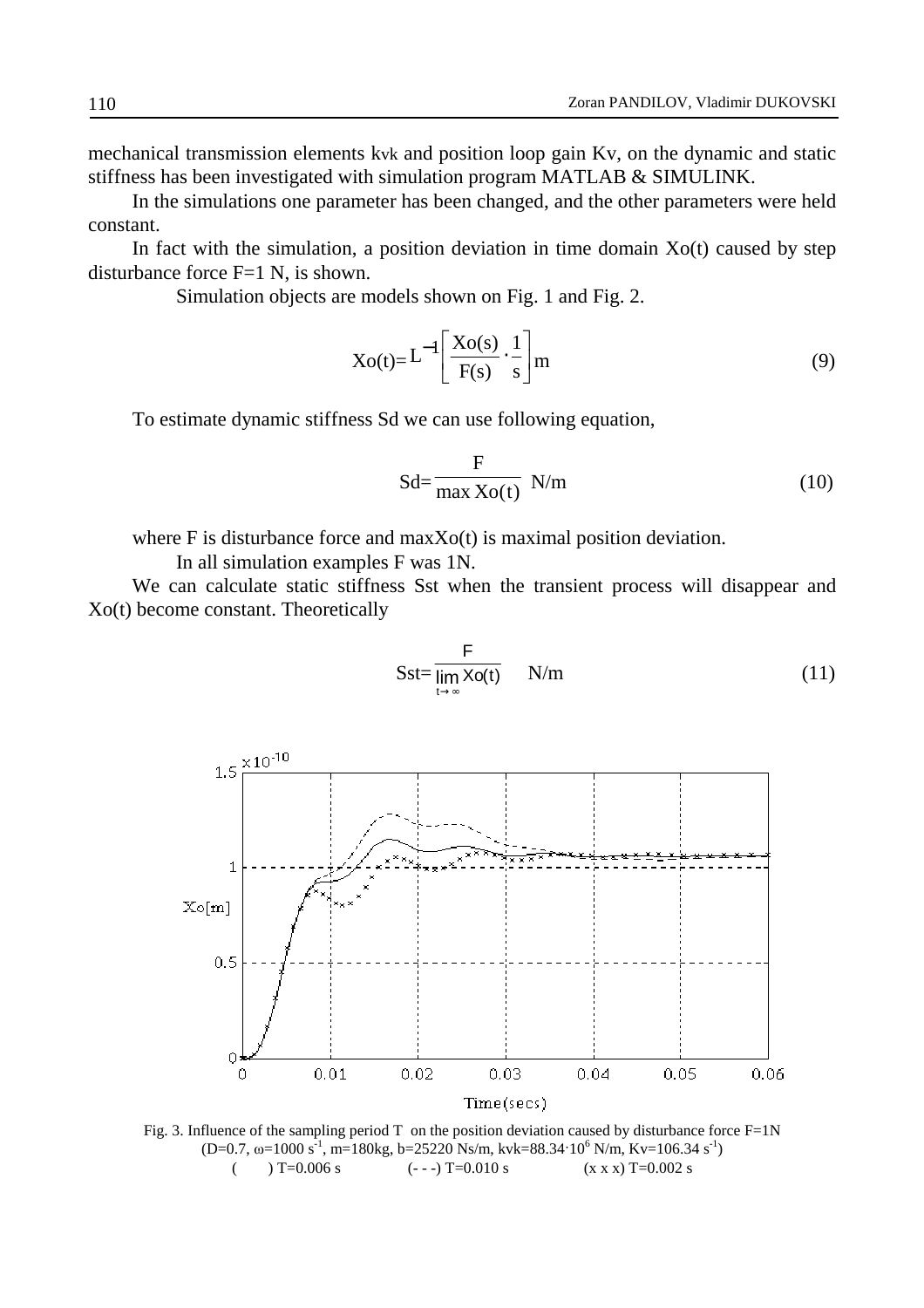mechanical transmission elements kvk and position loop gain Kv, on the dynamic and static stiffness has been investigated with simulation program MATLAB & SIMULINK.

In the simulations one parameter has been changed, and the other parameters were held constant.

In fact with the simulation, a position deviation in time domain Xo(t) caused by step disturbance force F=1 N, is shown.

Simulation objects are models shown on Fig. 1 and Fig. 2.

$$Xo(t)=L^{-1}\left[\frac{Xo(s)}{F(s)}\cdot\frac{1}{s}\right]m \tag{9}$$

To estimate dynamic stiffness Sd we can use following equation,

$$Sd=\frac{F}{\max Xo(t)}\ \text{N/m} \tag{10}$$

where F is disturbance force and maxXo(t) is maximal position deviation.

In all simulation examples F was 1N.

We can calculate static stiffness Sst when the transient process will disappear and Xo(t) become constant. Theoretically

$$Sst=\frac{F}{\lim\limits_{t\to\infty} Xo(t)}\quad \text{N/m} \tag{11}$$

x10^-10
1.5
1
0.5
0
Xo[m]
0 0.01 0.02 0.03 0.04 0.05 0.06
Time(secs)

Fig. 3. Influence of the sampling period T on the position deviation caused by disturbance force F=1N (D=0.7, ω=1000 $s^{-1}$, m=180kg, b=25220 Ns/m, kvk=88.34·$10^6$ N/m, Kv=106.34 $s^{-1}$)
( ) T=0.006 s (- - -) T=0.010 s (x x x) T=0.002 s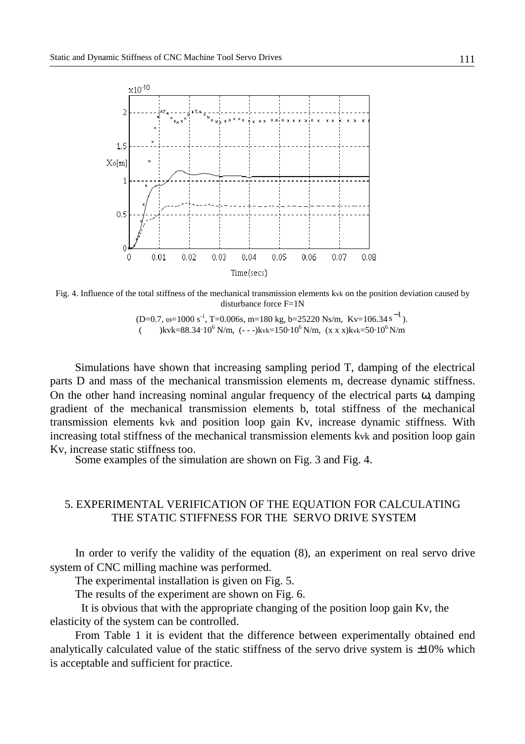x10^-10

2

1.5

Xo[m]

1

0.5

0

0 0.01 0.02 0.03 0.04 0.05 0.06 0.07 0.08

Time(secs)

Fig. 4. Influence of the total stiffness of the mechanical transmission elements kvk on the position deviation caused by disturbance force F=1N

(D=0.7, $\omega$=1000 $s^{-1}$, T=0.006s, m=180 kg, b=25220 Ns/m, Kv=106.34 $s^{-1}$).
( )kvk=88.34·$10^6$ N/m, (- - -)kvk=150·$10^6$ N/m, (x x x)kvk=50·$10^6$ N/m

Simulations have shown that increasing sampling period T, damping of the electrical parts D and mass of the mechanical transmission elements m, decrease dynamic stiffness. On the other hand increasing nominal angular frequency of the electrical parts $\omega$, damping gradient of the mechanical transmission elements b, total stiffness of the mechanical transmission elements kvk and position loop gain Kv, increase dynamic stiffness. With increasing total stiffness of the mechanical transmission elements kvk and position loop gain Kv, increase static stiffness too.

Some examples of the simulation are shown on Fig. 3 and Fig. 4.

## 5. EXPERIMENTAL VERIFICATION OF THE EQUATION FOR CALCULATING THE STATIC STIFFNESS FOR THE SERVO DRIVE SYSTEM

In order to verify the validity of the equation (8), an experiment on real servo drive system of CNC milling machine was performed.

The experimental installation is given on Fig. 5.

The results of the experiment are shown on Fig. 6.

It is obvious that with the appropriate changing of the position loop gain Kv, the elasticity of the system can be controlled.

From Table 1 it is evident that the difference between experimentally obtained end analytically calculated value of the static stiffness of the servo drive system is ±10% which is acceptable and sufficient for practice.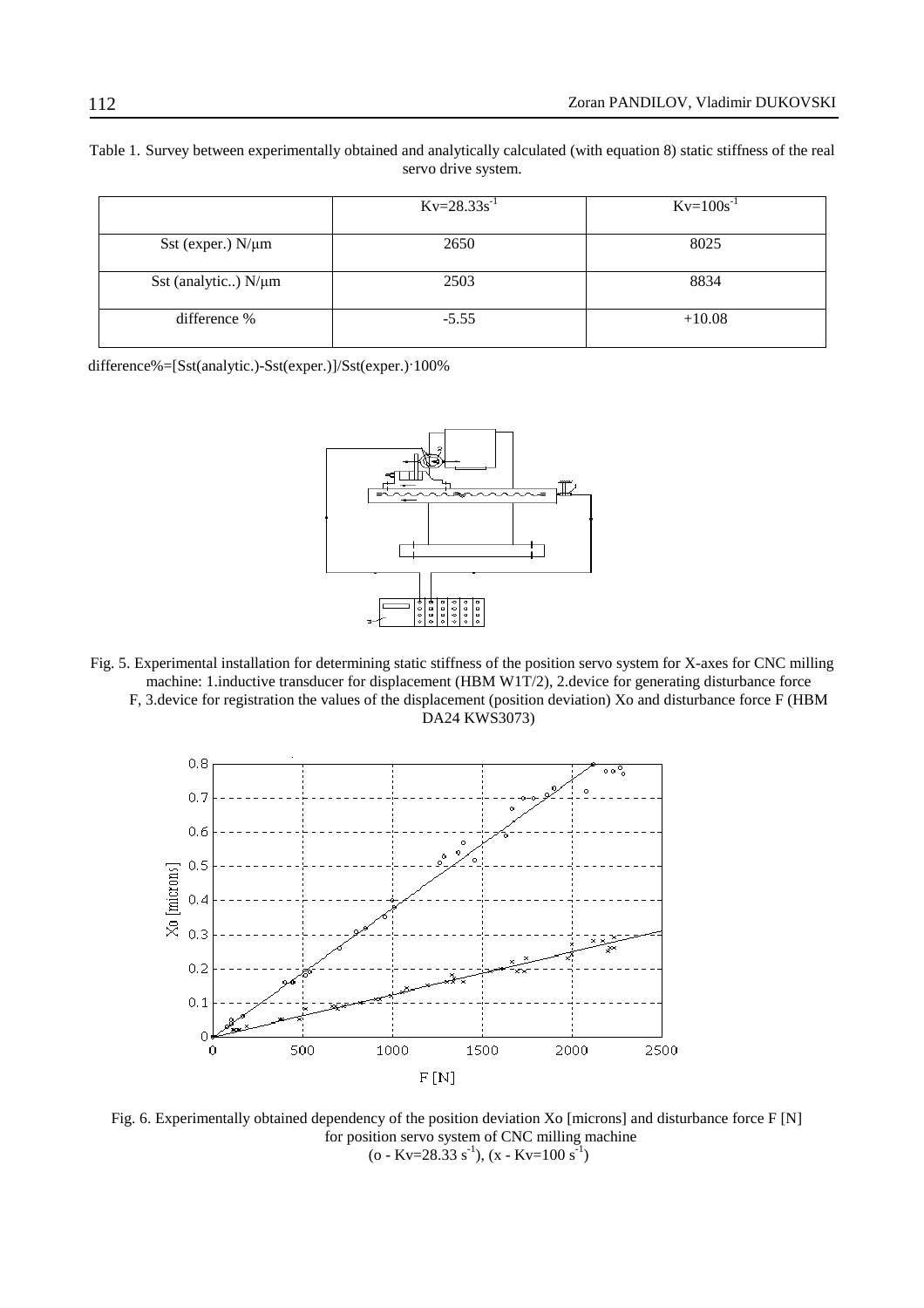Table 1. Survey between experimentally obtained and analytically calculated (with equation 8) static stiffness of the real servo drive system.

| | $Kv=28.33s^{-1}$ | $Kv=100s^{-1}$ |
|---|---|---|
| Sst (exper.) N/μm | 2650 | 8025 |
| Sst (analytic..) N/μm | 2503 | 8834 |
| difference % | -5.55 | +10.08 |

difference%=[Sst(analytic.)-Sst(exper.)]/Sst(exper.)·100%

Fig. 5. Experimental installation for determining static stiffness of the position servo system for X-axes for CNC milling machine: 1.inductive transducer for displacement (HBM W1T/2), 2.device for generating disturbance force F, 3.device for registration the values of the displacement (position deviation) Xo and disturbance force F (HBM DA24 KWS3073)

Xo [microns]

0.8
0.7
0.6
0.5
0.4
0.3
0.2
0.1
0

0 500 1000 1500 2000 2500

F [N]

Fig. 6. Experimentally obtained dependency of the position deviation Xo [microns] and disturbance force F [N] for position servo system of CNC milling machine (o - $Kv=28.33\ s^{-1}$), (x - $Kv=100\ s^{-1}$)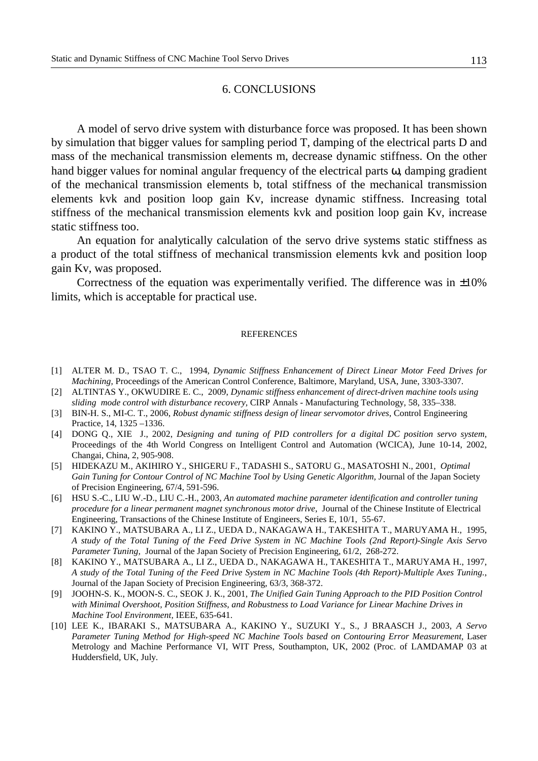## 6. CONCLUSIONS

A model of servo drive system with disturbance force was proposed. It has been shown by simulation that bigger values for sampling period T, damping of the electrical parts D and mass of the mechanical transmission elements m, decrease dynamic stiffness. On the other hand bigger values for nominal angular frequency of the electrical parts $\omega$, damping gradient of the mechanical transmission elements b, total stiffness of the mechanical transmission elements kvk and position loop gain Kv, increase dynamic stiffness. Increasing total stiffness of the mechanical transmission elements kvk and position loop gain Kv, increase static stiffness too.

An equation for analytically calculation of the servo drive systems static stiffness as a product of the total stiffness of mechanical transmission elements kvk and position loop gain Kv, was proposed.

Correctness of the equation was experimentally verified. The difference was in $\pm 10\%$ limits, which is acceptable for practical use.

### REFERENCES

[1] ALTER M. D., TSAO T. C., 1994, *Dynamic Stiffness Enhancement of Direct Linear Motor Feed Drives for Machining*, Proceedings of the American Control Conference, Baltimore, Maryland, USA, June, 3303-3307.

[2] ALTINTAS Y., OKWUDIRE E. C., 2009, *Dynamic stiffness enhancement of direct-driven machine tools using sliding mode control with disturbance recovery*, CIRP Annals - Manufacturing Technology, 58, 335–338.

[3] BIN-H. S., MI-C. T., 2006, *Robust dynamic stiffness design of linear servomotor drives*, Control Engineering Practice, 14, 1325 –1336.

[4] DONG Q., XIE J., 2002, *Designing and tuning of PID controllers for a digital DC position servo system*, Proceedings of the 4th World Congress on Intelligent Control and Automation (WCICA), June 10-14, 2002, Changai, China, 2, 905-908.

[5] HIDEKAZU M., AKIHIRO Y., SHIGERU F., TADASHI S., SATORU G., MASATOSHI N., 2001, *Optimal Gain Tuning for Contour Control of NC Machine Tool by Using Genetic Algorithm*, Journal of the Japan Society of Precision Engineering, 67/4, 591-596.

[6] HSU S.-C., LIU W.-D., LIU C.-H., 2003, *An automated machine parameter identification and controller tuning procedure for a linear permanent magnet synchronous motor drive*, Journal of the Chinese Institute of Electrical Engineering, Transactions of the Chinese Institute of Engineers, Series E, 10/1, 55-67.

[7] KAKINO Y., MATSUBARA A., LI Z., UEDA D., NAKAGAWA H., TAKESHITA T., MARUYAMA H., 1995, *A study of the Total Tuning of the Feed Drive System in NC Machine Tools (2nd Report)-Single Axis Servo Parameter Tuning*, Journal of the Japan Society of Precision Engineering, 61/2, 268-272.

[8] KAKINO Y., MATSUBARA A., LI Z., UEDA D., NAKAGAWA H., TAKESHITA T., MARUYAMA H., 1997, *A study of the Total Tuning of the Feed Drive System in NC Machine Tools (4th Report)-Multiple Axes Tuning.*, Journal of the Japan Society of Precision Engineering, 63/3, 368-372.

[9] JOOHN-S. K., MOON-S. C., SEOK J. K., 2001, *The Unified Gain Tuning Approach to the PID Position Control with Minimal Overshoot, Position Stiffness, and Robustness to Load Variance for Linear Machine Drives in Machine Tool Environment*, IEEE, 635-641.

[10] LEE K., IBARAKI S., MATSUBARA A., KAKINO Y., SUZUKI Y., S., J BRAASCH J., 2003, *A Servo Parameter Tuning Method for High-speed NC Machine Tools based on Contouring Error Measurement*, Laser Metrology and Machine Performance VI, WIT Press, Southampton, UK, 2002 (Proc. of LAMDAMAP 03 at Huddersfield, UK, July.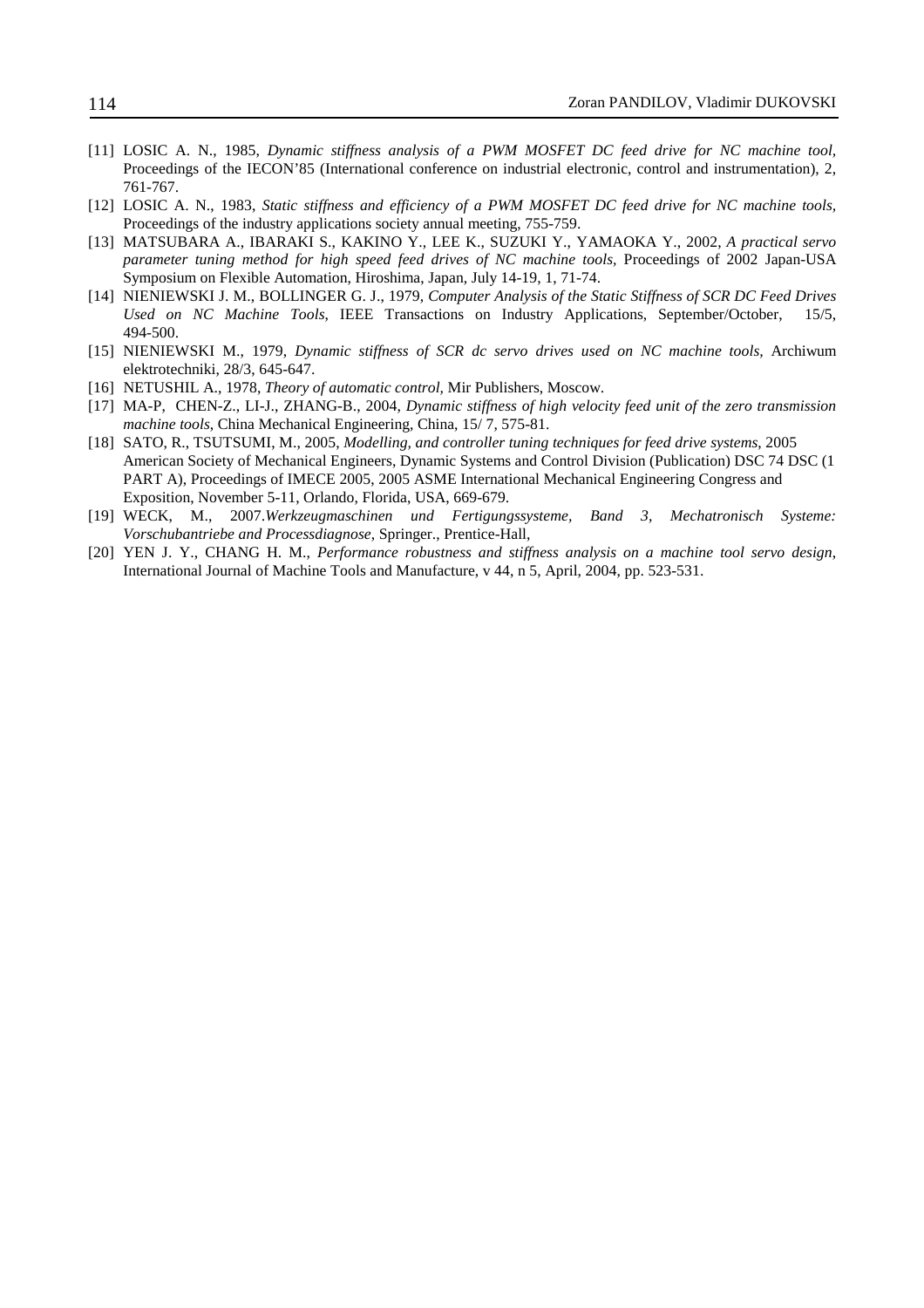[11] LOSIC A. N., 1985, *Dynamic stiffness analysis of a PWM MOSFET DC feed drive for NC machine tool,* Proceedings of the IECON'85 (International conference on industrial electronic, control and instrumentation), 2, 761-767.

[12] LOSIC A. N., 1983, *Static stiffness and efficiency of a PWM MOSFET DC feed drive for NC machine tools,* Proceedings of the industry applications society annual meeting, 755-759.

[13] MATSUBARA A., IBARAKI S., KAKINO Y., LEE K., SUZUKI Y., YAMAOKA Y., 2002, *A practical servo parameter tuning method for high speed feed drives of NC machine tools*, Proceedings of 2002 Japan-USA Symposium on Flexible Automation, Hiroshima, Japan, July 14-19, 1, 71-74.

[14] NIENIEWSKI J. M., BOLLINGER G. J., 1979, *Computer Analysis of the Static Stiffness of SCR DC Feed Drives Used on NC Machine Tools,* IEEE Transactions on Industry Applications, September/October, 15/5, 494-500.

[15] NIENIEWSKI M., 1979, *Dynamic stiffness of SCR dc servo drives used on NC machine tools,* Archiwum elektrotechniki, 28/3, 645-647.

[16] NETUSHIL A., 1978, *Theory of automatic control,* Mir Publishers, Moscow.

[17] MA-P, CHEN-Z., LI-J., ZHANG-B., 2004, *Dynamic stiffness of high velocity feed unit of the zero transmission machine tools*, China Mechanical Engineering, China, 15/ 7, 575-81.

[18] SATO, R., TSUTSUMI, M., 2005, *Modelling, and controller tuning techniques for feed drive systems*, 2005 American Society of Mechanical Engineers, Dynamic Systems and Control Division (Publication) DSC 74 DSC (1 PART A), Proceedings of IMECE 2005, 2005 ASME International Mechanical Engineering Congress and Exposition, November 5-11, Orlando, Florida, USA, 669-679.

[19] WECK, M., 2007.*Werkzeugmaschinen und Fertigungssysteme, Band 3, Mechatronisch Systeme: Vorschubantriebe and Processdiagnose*, Springer., Prentice-Hall,

[20] YEN J. Y., CHANG H. M., *Performance robustness and stiffness analysis on a machine tool servo design*, International Journal of Machine Tools and Manufacture, v 44, n 5, April, 2004, pp. 523-531.